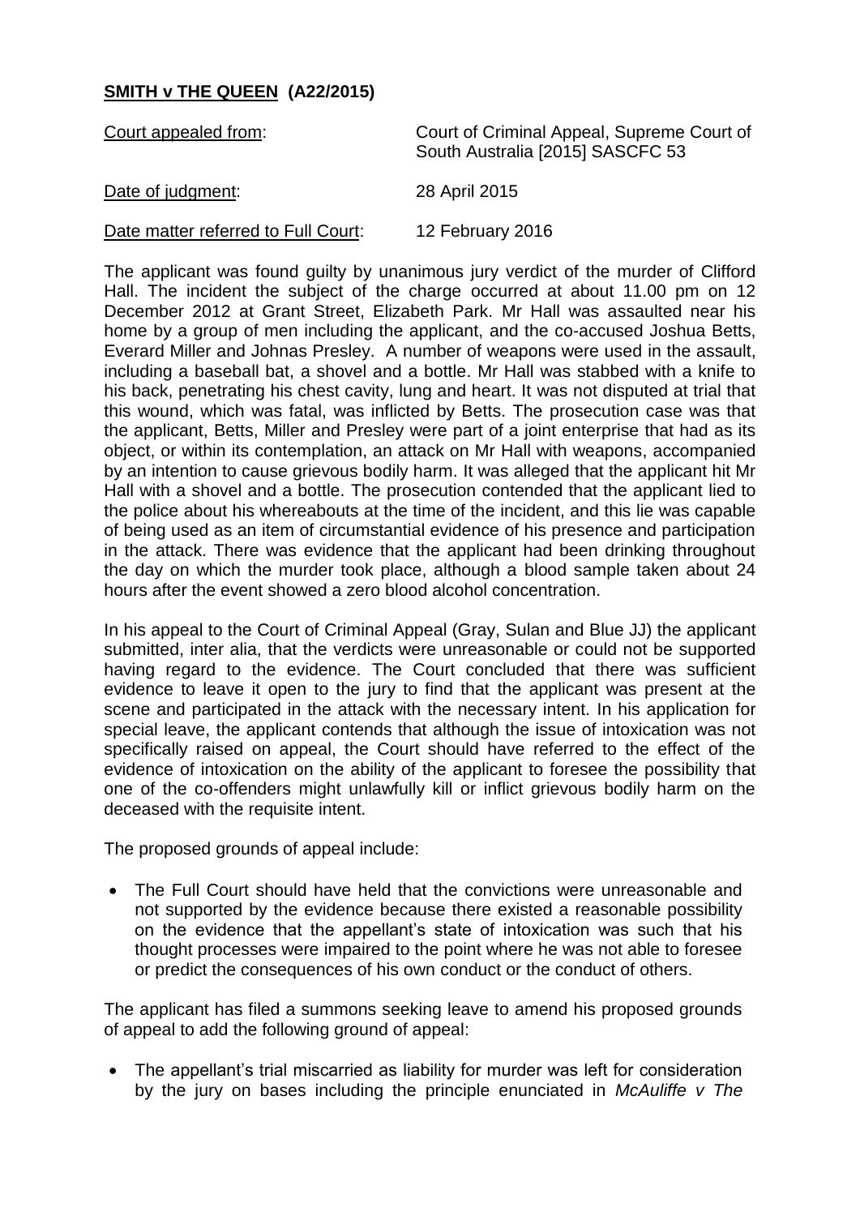**SMITH v THE QUEEN (A22/2015)**

| | |
|---|---|
| Court appealed from: | Court of Criminal Appeal, Supreme Court of South Australia [2015] SASCFC 53 |
| Date of judgment: | 28 April 2015 |
| Date matter referred to Full Court: | 12 February 2016 |

The applicant was found guilty by unanimous jury verdict of the murder of Clifford Hall. The incident the subject of the charge occurred at about 11.00 pm on 12 December 2012 at Grant Street, Elizabeth Park. Mr Hall was assaulted near his home by a group of men including the applicant, and the co-accused Joshua Betts, Everard Miller and Johnas Presley. A number of weapons were used in the assault, including a baseball bat, a shovel and a bottle. Mr Hall was stabbed with a knife to his back, penetrating his chest cavity, lung and heart. It was not disputed at trial that this wound, which was fatal, was inflicted by Betts. The prosecution case was that the applicant, Betts, Miller and Presley were part of a joint enterprise that had as its object, or within its contemplation, an attack on Mr Hall with weapons, accompanied by an intention to cause grievous bodily harm. It was alleged that the applicant hit Mr Hall with a shovel and a bottle. The prosecution contended that the applicant lied to the police about his whereabouts at the time of the incident, and this lie was capable of being used as an item of circumstantial evidence of his presence and participation in the attack. There was evidence that the applicant had been drinking throughout the day on which the murder took place, although a blood sample taken about 24 hours after the event showed a zero blood alcohol concentration.

In his appeal to the Court of Criminal Appeal (Gray, Sulan and Blue JJ) the applicant submitted, inter alia, that the verdicts were unreasonable or could not be supported having regard to the evidence. The Court concluded that there was sufficient evidence to leave it open to the jury to find that the applicant was present at the scene and participated in the attack with the necessary intent. In his application for special leave, the applicant contends that although the issue of intoxication was not specifically raised on appeal, the Court should have referred to the effect of the evidence of intoxication on the ability of the applicant to foresee the possibility that one of the co-offenders might unlawfully kill or inflict grievous bodily harm on the deceased with the requisite intent.

The proposed grounds of appeal include:

- The Full Court should have held that the convictions were unreasonable and not supported by the evidence because there existed a reasonable possibility on the evidence that the appellant's state of intoxication was such that his thought processes were impaired to the point where he was not able to foresee or predict the consequences of his own conduct or the conduct of others.

The applicant has filed a summons seeking leave to amend his proposed grounds of appeal to add the following ground of appeal:

- The appellant's trial miscarried as liability for murder was left for consideration by the jury on bases including the principle enunciated in *McAuliffe v The*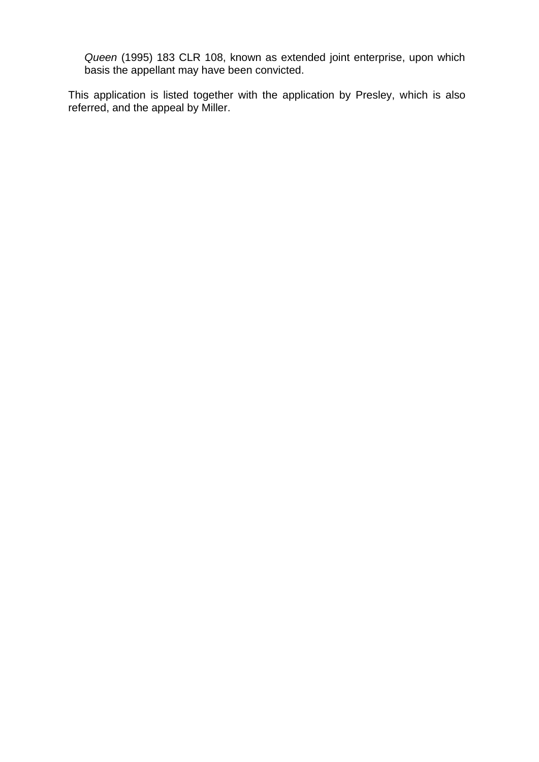*Queen* (1995) 183 CLR 108, known as extended joint enterprise, upon which basis the appellant may have been convicted.

This application is listed together with the application by Presley, which is also referred, and the appeal by Miller.